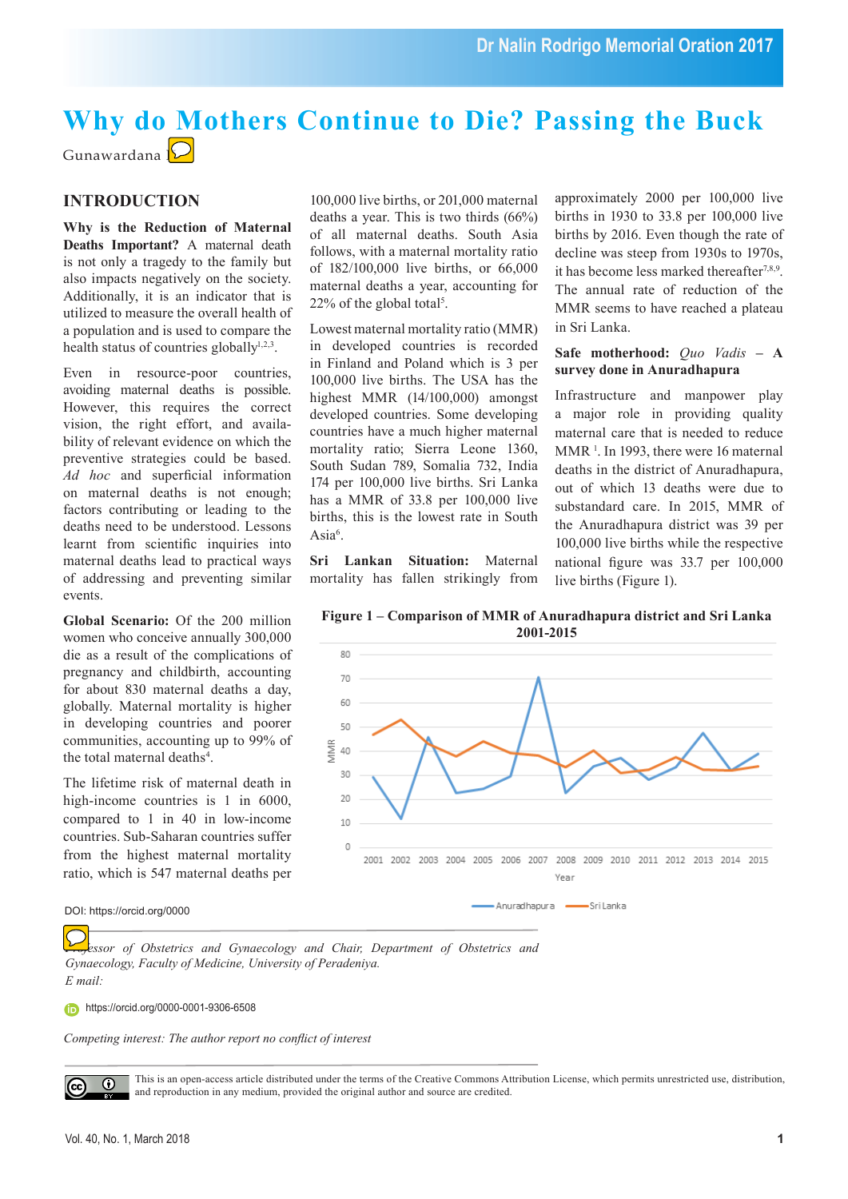# Why do Mothers Continue to Die? Passing the Buck

Gunawardana

## INTRODUCTION

**Why is the Reduction of Maternal Deaths Important?** A maternal death is not only a tragedy to the family but also impacts negatively on the society. Additionally, it is an indicator that is utilized to measure the overall health of a population and is used to compare the health status of countries globally[1,2,3].

Even in resource-poor countries, avoiding maternal deaths is possible. However, this requires the correct vision, the right effort, and availability of relevant evidence on which the preventive strategies could be based. *Ad hoc* and superficial information on maternal deaths is not enough; factors contributing or leading to the deaths need to be understood. Lessons learnt from scientific inquiries into maternal deaths lead to practical ways of addressing and preventing similar events.

**Global Scenario:** Of the 200 million women who conceive annually 300,000 die as a result of the complications of pregnancy and childbirth, accounting for about 830 maternal deaths a day, globally. Maternal mortality is higher in developing countries and poorer communities, accounting up to 99% of the total maternal deaths[4].

The lifetime risk of maternal death in high-income countries is 1 in 6000, compared to 1 in 40 in low-income countries. Sub-Saharan countries suffer from the highest maternal mortality ratio, which is 547 maternal deaths per 100,000 live births, or 201,000 maternal deaths a year. This is two thirds (66%) of all maternal deaths. South Asia follows, with a maternal mortality ratio of 182/100,000 live births, or 66,000 maternal deaths a year, accounting for 22% of the global total[5].

Lowest maternal mortality ratio (MMR) in developed countries is recorded in Finland and Poland which is 3 per 100,000 live births. The USA has the highest MMR (14/100,000) amongst developed countries. Some developing countries have a much higher maternal mortality ratio; Sierra Leone 1360, South Sudan 789, Somalia 732, India 174 per 100,000 live births. Sri Lanka has a MMR of 33.8 per 100,000 live births, this is the lowest rate in South Asia[6].

**Sri Lankan Situation:** Maternal mortality has fallen strikingly from approximately 2000 per 100,000 live births in 1930 to 33.8 per 100,000 live births by 2016. Even though the rate of decline was steep from 1930s to 1970s, it has become less marked thereafter[7,8,9]. The annual rate of reduction of the MMR seems to have reached a plateau in Sri Lanka.

**Safe motherhood:** *Quo Vadis* **– A survey done in Anuradhapura**

Infrastructure and manpower play a major role in providing quality maternal care that is needed to reduce MMR [1]. In 1993, there were 16 maternal deaths in the district of Anuradhapura, out of which 13 deaths were due to substandard care. In 2015, MMR of the Anuradhapura district was 39 per 100,000 live births while the respective national figure was 33.7 per 100,000 live births (Figure 1).

**Figure 1 – Comparison of MMR of Anuradhapura district and Sri Lanka 2001-2015**

MMR
80
70
60
50
40
30
20
10
0
2001 2002 2003 2004 2005 2006 2007 2008 2009 2010 2011 2012 2013 2014 2015
Year
Anuradhapura Sri Lanka

DOI: https://orcid.org/0000

*Professor of Obstetrics and Gynaecology and Chair, Department of Obstetrics and Gynaecology, Faculty of Medicine, University of Peradeniya.*
*E mail:*

https://orcid.org/0000-0001-9306-6508

*Competing interest: The author report no conflict of interest*

This is an open-access article distributed under the terms of the Creative Commons Attribution License, which permits unrestricted use, distribution, and reproduction in any medium, provided the original author and source are credited.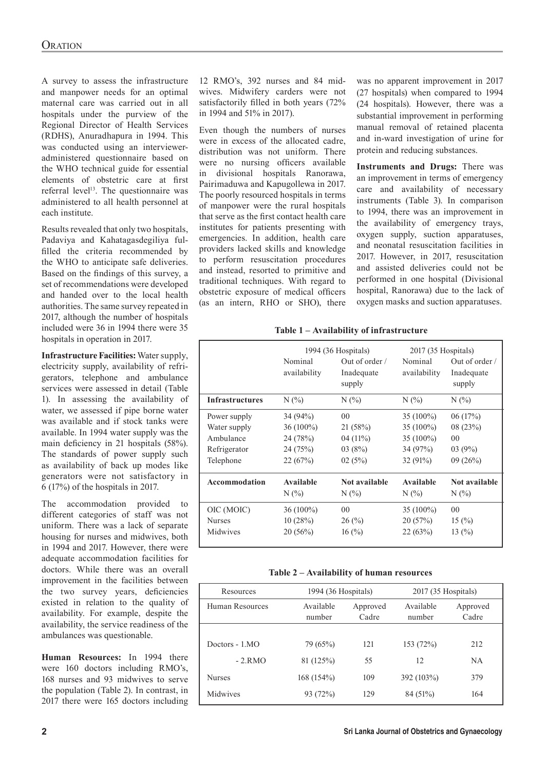A survey to assess the infrastructure and manpower needs for an optimal maternal care was carried out in all hospitals under the purview of the Regional Director of Health Services (RDHS), Anuradhapura in 1994. This was conducted using an interviewer-administered questionnaire based on the WHO technical guide for essential elements of obstetric care at first referral level[13]. The questionnaire was administered to all health personnel at each institute.

Results revealed that only two hospitals, Padaviya and Kahatagasdegiliya fulfilled the criteria recommended by the WHO to anticipate safe deliveries. Based on the findings of this survey, a set of recommendations were developed and handed over to the local health authorities. The same survey repeated in 2017, although the number of hospitals included were 36 in 1994 there were 35 hospitals in operation in 2017.

**Infrastructure Facilities:** Water supply, electricity supply, availability of refrigerators, telephone and ambulance services were assessed in detail (Table 1). In assessing the availability of water, we assessed if pipe borne water was available and if stock tanks were available. In 1994 water supply was the main deficiency in 21 hospitals (58%). The standards of power supply such as availability of back up modes like generators were not satisfactory in 6 (17%) of the hospitals in 2017.

The accommodation provided to different categories of staff was not uniform. There was a lack of separate housing for nurses and midwives, both in 1994 and 2017. However, there were adequate accommodation facilities for doctors. While there was an overall improvement in the facilities between the two survey years, deficiencies existed in relation to the quality of availability. For example, despite the availability, the service readiness of the ambulances was questionable.

**Human Resources:** In 1994 there were 160 doctors including RMO's, 168 nurses and 93 midwives to serve the population (Table 2). In contrast, in 2017 there were 165 doctors including 12 RMO's, 392 nurses and 84 midwives. Midwifery carders were not satisfactorily filled in both years (72% in 1994 and 51% in 2017).

Even though the numbers of nurses were in excess of the allocated cadre, distribution was not uniform. There were no nursing officers available in divisional hospitals Ranorawa, Pairimaduwa and Kapugollewa in 2017. The poorly resourced hospitals in terms of manpower were the rural hospitals that serve as the first contact health care institutes for patients presenting with emergencies. In addition, health care providers lacked skills and knowledge to perform resuscitation procedures and instead, resorted to primitive and traditional techniques. With regard to obstetric exposure of medical officers (as an intern, RHO or SHO), there was no apparent improvement in 2017 (27 hospitals) when compared to 1994 (24 hospitals). However, there was a substantial improvement in performing manual removal of retained placenta and in-ward investigation of urine for protein and reducing substances.

**Instruments and Drugs:** There was an improvement in terms of emergency care and availability of necessary instruments (Table 3). In comparison to 1994, there was an improvement in the availability of emergency trays, oxygen supply, suction apparatuses, and neonatal resuscitation facilities in 2017. However, in 2017, resuscitation and assisted deliveries could not be performed in one hospital (Divisional hospital, Ranorawa) due to the lack of oxygen masks and suction apparatuses.

**Table 1 – Availability of infrastructure**

| | 1994 (36 Hospitals) | | 2017 (35 Hospitals) | |
|---|---|---|---|---|
| | Nominal availability | Out of order / Inadequate supply | Nominal availability | Out of order / Inadequate supply |
| **Infrastructures** | N (%) | N (%) | N (%) | N (%) |
| Power supply | 34 (94%) | 00 | 35 (100%) | 06 (17%) |
| Water supply | 36 (100%) | 21 (58%) | 35 (100%) | 08 (23%) |
| Ambulance | 24 (78%) | 04 (11%) | 35 (100%) | 00 |
| Refrigerator | 24 (75%) | 03 (8%) | 34 (97%) | 03 (9%) |
| Telephone | 22 (67%) | 02 (5%) | 32 (91%) | 09 (26%) |
| **Accommodation** | **Available** N (%) | **Not available** N (%) | **Available** N (%) | **Not available** N (%) |
| OIC (MOIC) | 36 (100%) | 00 | 35 (100%) | 00 |
| Nurses | 10 (28%) | 26 (%) | 20 (57%) | 15 (%) |
| Midwives | 20 (56%) | 16 (%) | 22 (63%) | 13 (%) |

**Table 2 – Availability of human resources**

| Resources | 1994 (36 Hospitals) | | 2017 (35 Hospitals) | |
|---|---|---|---|---|
| Human Resources | Available number | Approved Cadre | Available number | Approved Cadre |
| Doctors - 1.MO | 79 (65%) | 121 | 153 (72%) | 212 |
| - 2.RMO | 81 (125%) | 55 | 12 | NA |
| Nurses | 168 (154%) | 109 | 392 (103%) | 379 |
| Midwives | 93 (72%) | 129 | 84 (51%) | 164 |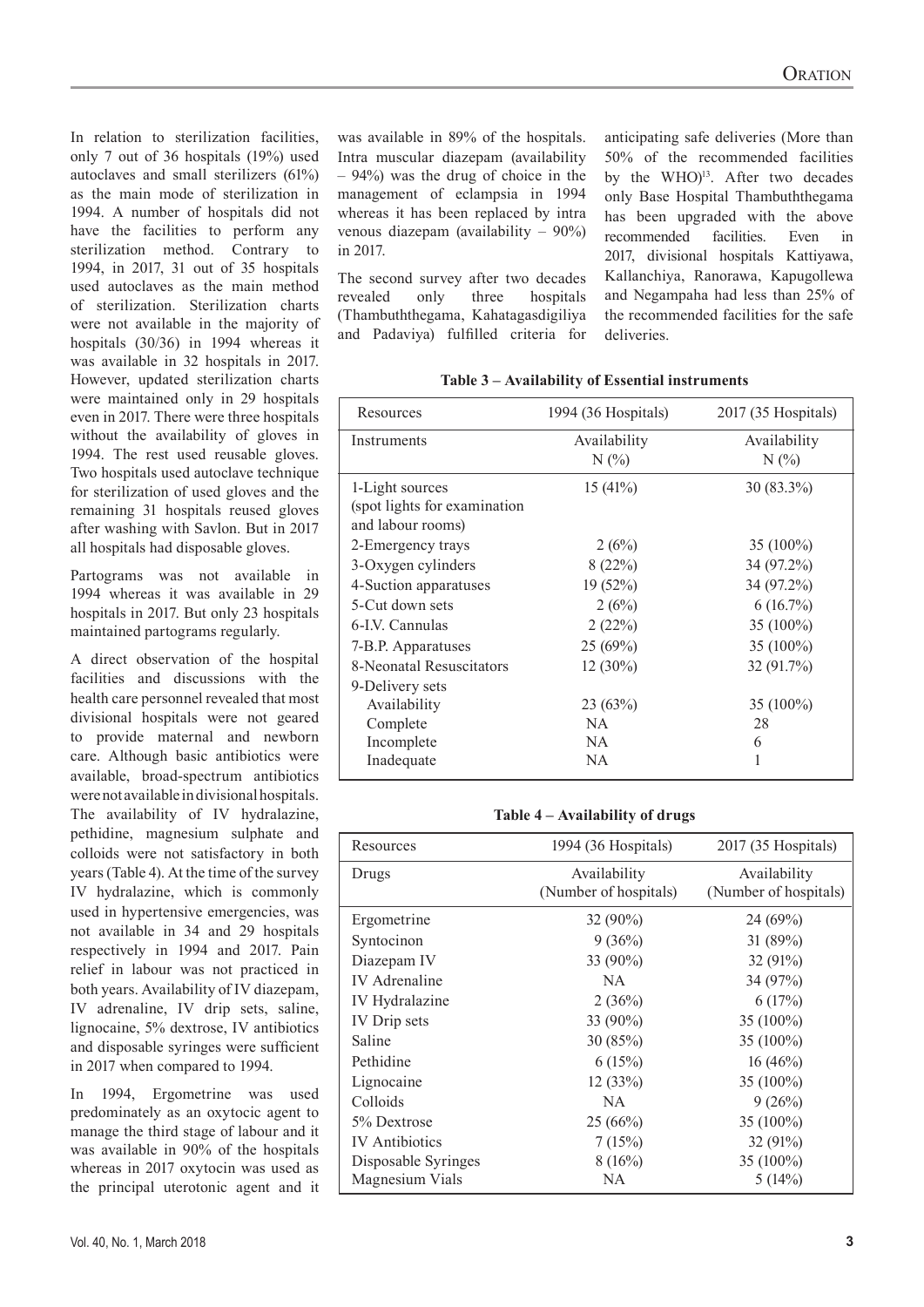In relation to sterilization facilities, only 7 out of 36 hospitals (19%) used autoclaves and small sterilizers (61%) as the main mode of sterilization in 1994. A number of hospitals did not have the facilities to perform any sterilization method. Contrary to 1994, in 2017, 31 out of 35 hospitals used autoclaves as the main method of sterilization. Sterilization charts were not available in the majority of hospitals (30/36) in 1994 whereas it was available in 32 hospitals in 2017. However, updated sterilization charts were maintained only in 29 hospitals even in 2017. There were three hospitals without the availability of gloves in 1994. The rest used reusable gloves. Two hospitals used autoclave technique for sterilization of used gloves and the remaining 31 hospitals reused gloves after washing with Savlon. But in 2017 all hospitals had disposable gloves.

Partograms was not available in 1994 whereas it was available in 29 hospitals in 2017. But only 23 hospitals maintained partograms regularly.

A direct observation of the hospital facilities and discussions with the health care personnel revealed that most divisional hospitals were not geared to provide maternal and newborn care. Although basic antibiotics were available, broad-spectrum antibiotics were not available in divisional hospitals. The availability of IV hydralazine, pethidine, magnesium sulphate and colloids were not satisfactory in both years (Table 4). At the time of the survey IV hydralazine, which is commonly used in hypertensive emergencies, was not available in 34 and 29 hospitals respectively in 1994 and 2017. Pain relief in labour was not practiced in both years. Availability of IV diazepam, IV adrenaline, IV drip sets, saline, lignocaine, 5% dextrose, IV antibiotics and disposable syringes were sufficient in 2017 when compared to 1994.

In 1994, Ergometrine was used predominately as an oxytocic agent to manage the third stage of labour and it was available in 90% of the hospitals whereas in 2017 oxytocin was used as the principal uterotonic agent and it was available in 89% of the hospitals. Intra muscular diazepam (availability – 94%) was the drug of choice in the management of eclampsia in 1994 whereas it has been replaced by intra venous diazepam (availability – 90%) in 2017.

The second survey after two decades revealed only three hospitals (Thambuththegama, Kahatagasdigiliya and Padaviya) fulfilled criteria for anticipating safe deliveries (More than 50% of the recommended facilities by the WHO)[13]. After two decades only Base Hospital Thambuththegama has been upgraded with the above recommended facilities. Even in 2017, divisional hospitals Kattiyawa, Kallanchiya, Ranorawa, Kapugollewa and Negampaha had less than 25% of the recommended facilities for the safe deliveries.

**Table 3 – Availability of Essential instruments**

| Resources | 1994 (36 Hospitals) | 2017 (35 Hospitals) |
|---|---|---|
| Instruments | Availability N (%) | Availability N (%) |
| 1-Light sources (spot lights for examination and labour rooms) | 15 (41%) | 30 (83.3%) |
| 2-Emergency trays | 2 (6%) | 35 (100%) |
| 3-Oxygen cylinders | 8 (22%) | 34 (97.2%) |
| 4-Suction apparatuses | 19 (52%) | 34 (97.2%) |
| 5-Cut down sets | 2 (6%) | 6 (16.7%) |
| 6-I.V. Cannulas | 2 (22%) | 35 (100%) |
| 7-B.P. Apparatuses | 25 (69%) | 35 (100%) |
| 8-Neonatal Resuscitators | 12 (30%) | 32 (91.7%) |
| 9-Delivery sets | | |
| Availability | 23 (63%) | 35 (100%) |
| Complete | NA | 28 |
| Incomplete | NA | 6 |
| Inadequate | NA | 1 |

**Table 4 – Availability of drugs**

| Resources | 1994 (36 Hospitals) | 2017 (35 Hospitals) |
|---|---|---|
| Drugs | Availability (Number of hospitals) | Availability (Number of hospitals) |
| Ergometrine | 32 (90%) | 24 (69%) |
| Syntocinon | 9 (36%) | 31 (89%) |
| Diazepam IV | 33 (90%) | 32 (91%) |
| IV Adrenaline | NA | 34 (97%) |
| IV Hydralazine | 2 (36%) | 6 (17%) |
| IV Drip sets | 33 (90%) | 35 (100%) |
| Saline | 30 (85%) | 35 (100%) |
| Pethidine | 6 (15%) | 16 (46%) |
| Lignocaine | 12 (33%) | 35 (100%) |
| Colloids | NA | 9 (26%) |
| 5% Dextrose | 25 (66%) | 35 (100%) |
| IV Antibiotics | 7 (15%) | 32 (91%) |
| Disposable Syringes | 8 (16%) | 35 (100%) |
| Magnesium Vials | NA | 5 (14%) |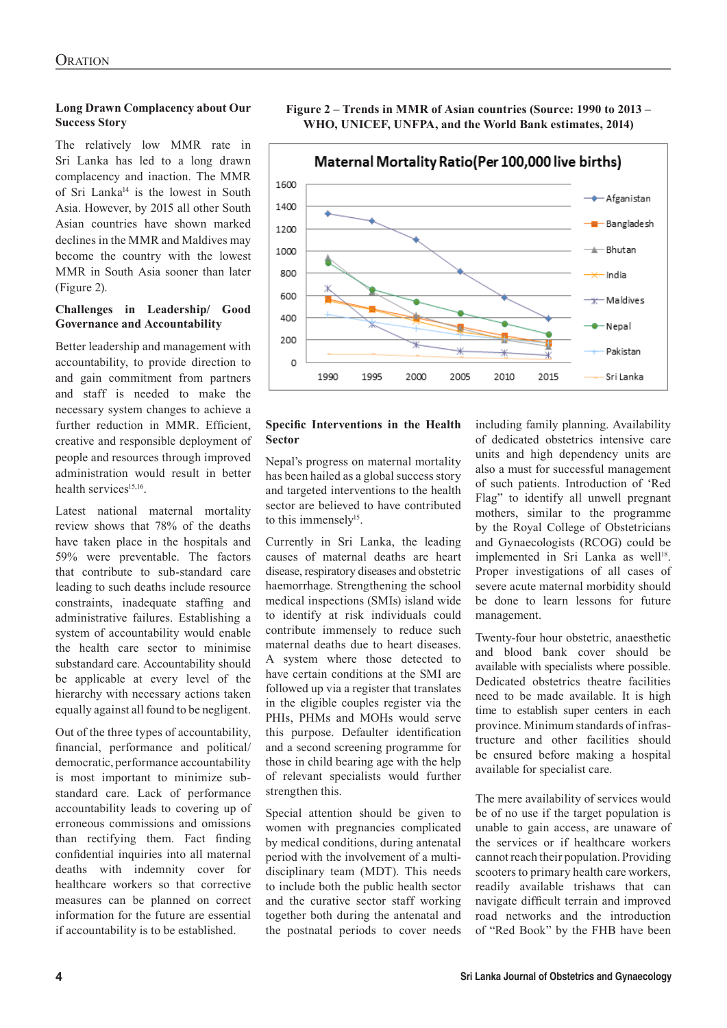## Long Drawn Complacency about Our Success Story

The relatively low MMR rate in Sri Lanka has led to a long drawn complacency and inaction. The MMR of Sri Lanka[14] is the lowest in South Asia. However, by 2015 all other South Asian countries have shown marked declines in the MMR and Maldives may become the country with the lowest MMR in South Asia sooner than later (Figure 2).

## Challenges in Leadership/ Good Governance and Accountability

Better leadership and management with accountability, to provide direction to and gain commitment from partners and staff is needed to make the necessary system changes to achieve a further reduction in MMR. Efficient, creative and responsible deployment of people and resources through improved administration would result in better health services[15,16].

Latest national maternal mortality review shows that 78% of the deaths have taken place in the hospitals and 59% were preventable. The factors that contribute to sub-standard care leading to such deaths include resource constraints, inadequate staffing and administrative failures. Establishing a system of accountability would enable the health care sector to minimise substandard care. Accountability should be applicable at every level of the hierarchy with necessary actions taken equally against all found to be negligent.

Out of the three types of accountability, financial, performance and political/ democratic, performance accountability is most important to minimize sub-standard care. Lack of performance accountability leads to covering up of erroneous commissions and omissions than rectifying them. Fact finding confidential inquiries into all maternal deaths with indemnity cover for healthcare workers so that corrective measures can be planned on correct information for the future are essential if accountability is to be established.

**Figure 2 – Trends in MMR of Asian countries (Source: 1990 to 2013 – WHO, UNICEF, UNFPA, and the World Bank estimates, 2014)**

Maternal Mortality Ratio(Per 100,000 live births)

1600
1400
1200
1000
800
600
400
200
0

1990 1995 2000 2005 2010 2015

Afganistan
Bangladesh
Bhutan
India
Maldives
Nepal
Pakistan
Sri Lanka

## Specific Interventions in the Health Sector

Nepal's progress on maternal mortality has been hailed as a global success story and targeted interventions to the health sector are believed to have contributed to this immensely[15].

Currently in Sri Lanka, the leading causes of maternal deaths are heart disease, respiratory diseases and obstetric haemorrhage. Strengthening the school medical inspections (SMIs) island wide to identify at risk individuals could contribute immensely to reduce such maternal deaths due to heart diseases. A system where those detected to have certain conditions at the SMI are followed up via a register that translates in the eligible couples register via the PHIs, PHMs and MOHs would serve this purpose. Defaulter identification and a second screening programme for those in child bearing age with the help of relevant specialists would further strengthen this.

Special attention should be given to women with pregnancies complicated by medical conditions, during antenatal period with the involvement of a multi-disciplinary team (MDT). This needs to include both the public health sector and the curative sector staff working together both during the antenatal and the postnatal periods to cover needs including family planning. Availability of dedicated obstetrics intensive care units and high dependency units are also a must for successful management of such patients. Introduction of 'Red Flag" to identify all unwell pregnant mothers, similar to the programme by the Royal College of Obstetricians and Gynaecologists (RCOG) could be implemented in Sri Lanka as well[18]. Proper investigations of all cases of severe acute maternal morbidity should be done to learn lessons for future management.

Twenty-four hour obstetric, anaesthetic and blood bank cover should be available with specialists where possible. Dedicated obstetrics theatre facilities need to be made available. It is high time to establish super centers in each province. Minimum standards of infras-tructure and other facilities should be ensured before making a hospital available for specialist care.

The mere availability of services would be of no use if the target population is unable to gain access, are unaware of the services or if healthcare workers cannot reach their population. Providing scooters to primary health care workers, readily available trishaws that can navigate difficult terrain and improved road networks and the introduction of "Red Book" by the FHB have been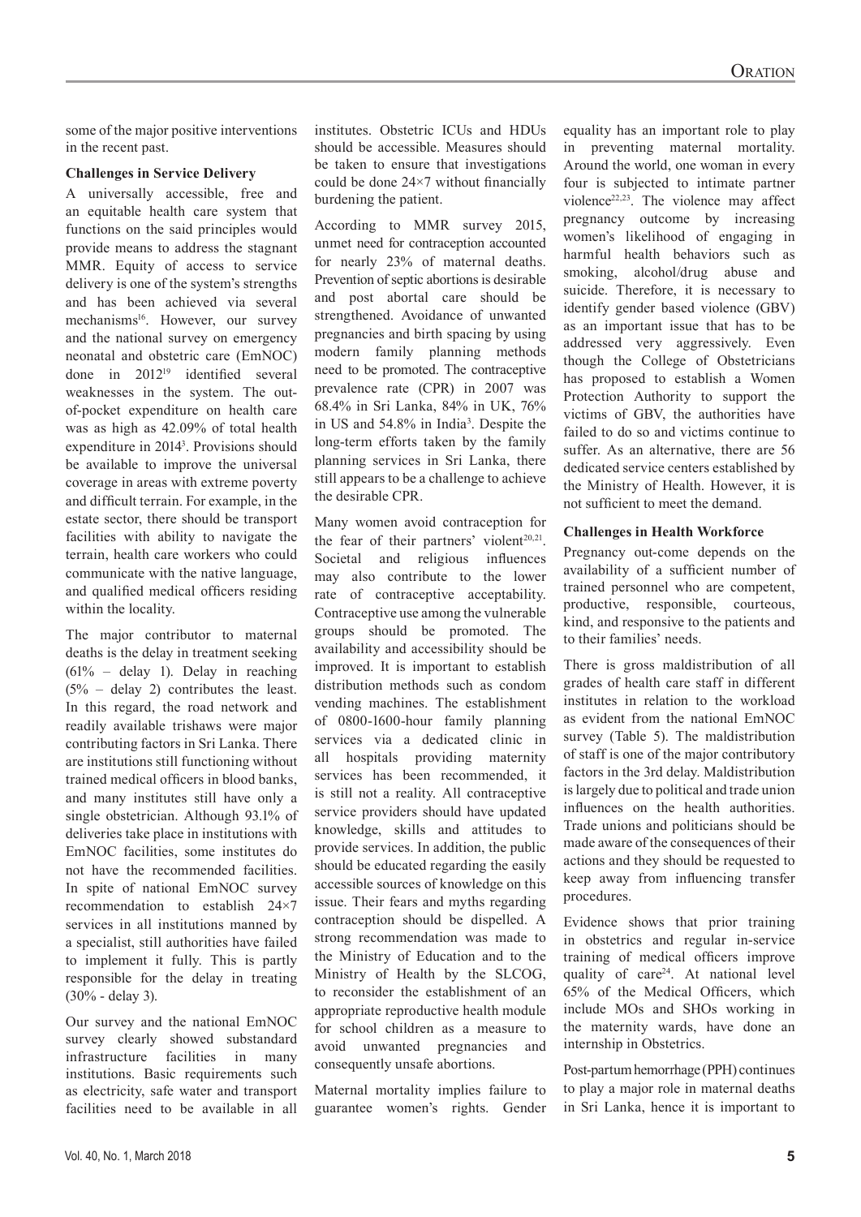some of the major positive interventions in the recent past.

**Challenges in Service Delivery**

A universally accessible, free and an equitable health care system that functions on the said principles would provide means to address the stagnant MMR. Equity of access to service delivery is one of the system's strengths and has been achieved via several mechanisms[16]. However, our survey and the national survey on emergency neonatal and obstetric care (EmNOC) done in 2012[19] identified several weaknesses in the system. The out-of-pocket expenditure on health care was as high as 42.09% of total health expenditure in 2014[3]. Provisions should be available to improve the universal coverage in areas with extreme poverty and difficult terrain. For example, in the estate sector, there should be transport facilities with ability to navigate the terrain, health care workers who could communicate with the native language, and qualified medical officers residing within the locality.

The major contributor to maternal deaths is the delay in treatment seeking (61% – delay 1). Delay in reaching (5% – delay 2) contributes the least. In this regard, the road network and readily available trishaws were major contributing factors in Sri Lanka. There are institutions still functioning without trained medical officers in blood banks, and many institutes still have only a single obstetrician. Although 93.1% of deliveries take place in institutions with EmNOC facilities, some institutes do not have the recommended facilities. In spite of national EmNOC survey recommendation to establish 24×7 services in all institutions manned by a specialist, still authorities have failed to implement it fully. This is partly responsible for the delay in treating (30% - delay 3).

Our survey and the national EmNOC survey clearly showed substandard infrastructure facilities in many institutions. Basic requirements such as electricity, safe water and transport facilities need to be available in all institutes. Obstetric ICUs and HDUs should be accessible. Measures should be taken to ensure that investigations could be done 24×7 without financially burdening the patient.

According to MMR survey 2015, unmet need for contraception accounted for nearly 23% of maternal deaths. Prevention of septic abortions is desirable and post abortal care should be strengthened. Avoidance of unwanted pregnancies and birth spacing by using modern family planning methods need to be promoted. The contraceptive prevalence rate (CPR) in 2007 was 68.4% in Sri Lanka, 84% in UK, 76% in US and 54.8% in India[3]. Despite the long-term efforts taken by the family planning services in Sri Lanka, there still appears to be a challenge to achieve the desirable CPR.

Many women avoid contraception for the fear of their partners' violent[20,21]. Societal and religious influences may also contribute to the lower rate of contraceptive acceptability. Contraceptive use among the vulnerable groups should be promoted. The availability and accessibility should be improved. It is important to establish distribution methods such as condom vending machines. The establishment of 0800-1600-hour family planning services via a dedicated clinic in all hospitals providing maternity services has been recommended, it is still not a reality. All contraceptive service providers should have updated knowledge, skills and attitudes to provide services. In addition, the public should be educated regarding the easily accessible sources of knowledge on this issue. Their fears and myths regarding contraception should be dispelled. A strong recommendation was made to the Ministry of Education and to the Ministry of Health by the SLCOG, to reconsider the establishment of an appropriate reproductive health module for school children as a measure to avoid unwanted pregnancies and consequently unsafe abortions.

Maternal mortality implies failure to guarantee women's rights. Gender equality has an important role to play in preventing maternal mortality. Around the world, one woman in every four is subjected to intimate partner violence[22,23]. The violence may affect pregnancy outcome by increasing women's likelihood of engaging in harmful health behaviors such as smoking, alcohol/drug abuse and suicide. Therefore, it is necessary to identify gender based violence (GBV) as an important issue that has to be addressed very aggressively. Even though the College of Obstetricians has proposed to establish a Women Protection Authority to support the victims of GBV, the authorities have failed to do so and victims continue to suffer. As an alternative, there are 56 dedicated service centers established by the Ministry of Health. However, it is not sufficient to meet the demand.

**Challenges in Health Workforce**

Pregnancy out-come depends on the availability of a sufficient number of trained personnel who are competent, productive, responsible, courteous, kind, and responsive to the patients and to their families' needs.

There is gross maldistribution of all grades of health care staff in different institutes in relation to the workload as evident from the national EmNOC survey (Table 5). The maldistribution of staff is one of the major contributory factors in the 3rd delay. Maldistribution is largely due to political and trade union influences on the health authorities. Trade unions and politicians should be made aware of the consequences of their actions and they should be requested to keep away from influencing transfer procedures.

Evidence shows that prior training in obstetrics and regular in-service training of medical officers improve quality of care[24]. At national level 65% of the Medical Officers, which include MOs and SHOs working in the maternity wards, have done an internship in Obstetrics.

Post-partum hemorrhage (PPH) continues to play a major role in maternal deaths in Sri Lanka, hence it is important to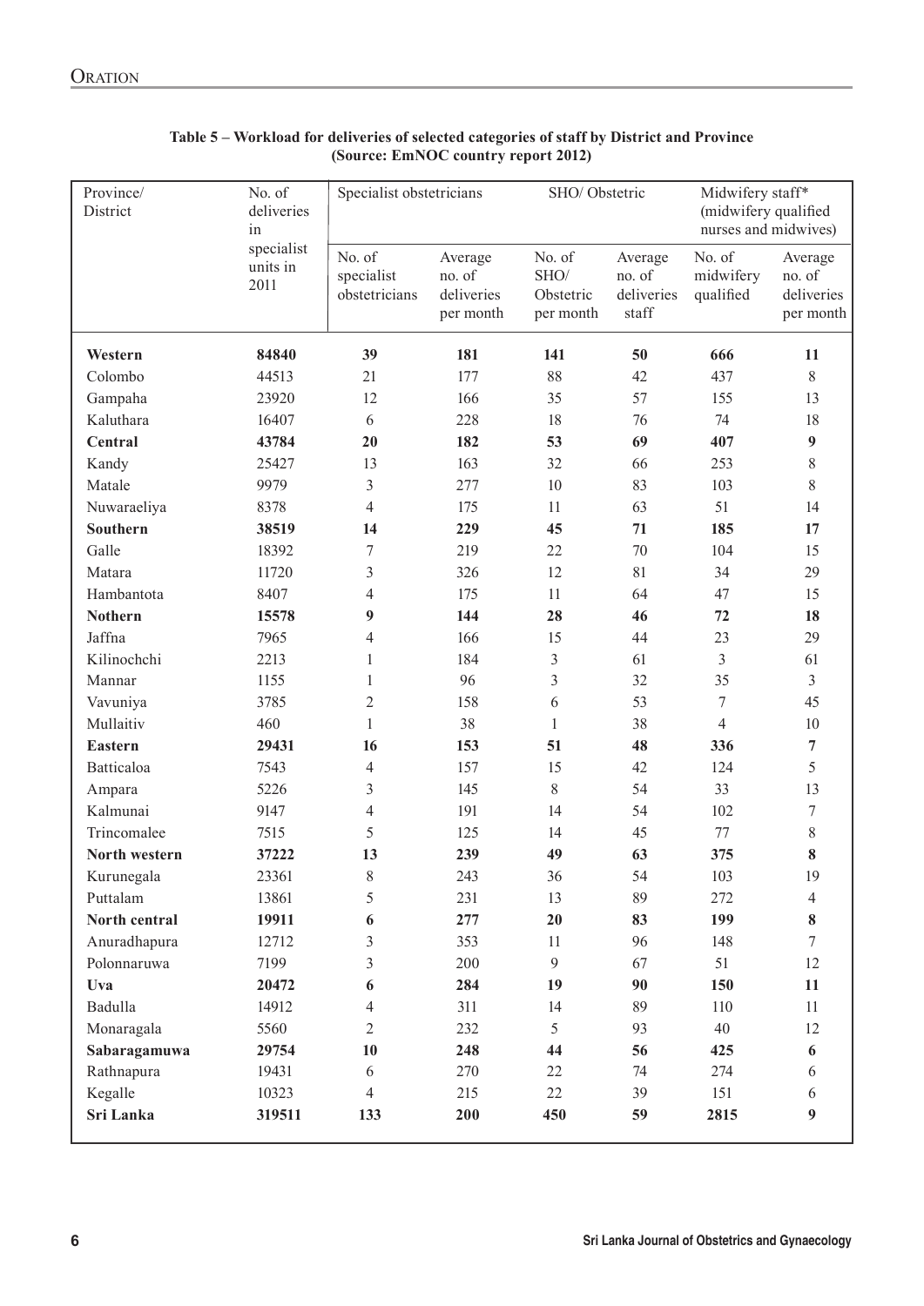**Table 5 – Workload for deliveries of selected categories of staff by District and Province (Source: EmNOC country report 2012)**

| Province/ District | No. of deliveries in specialist units in 2011 | Specialist obstetricians | | SHO/ Obstetric | | Midwifery staff* (midwifery qualified nurses and midwives) | |
|---|---|---|---|---|---|---|---|
| | | No. of specialist obstetricians | Average no. of deliveries per month | No. of SHO/ Obstetric per month | Average no. of deliveries staff | No. of midwifery qualified | Average no. of deliveries per month |
| **Western** | **84840** | **39** | **181** | **141** | **50** | **666** | **11** |
| Colombo | 44513 | 21 | 177 | 88 | 42 | 437 | 8 |
| Gampaha | 23920 | 12 | 166 | 35 | 57 | 155 | 13 |
| Kaluthara | 16407 | 6 | 228 | 18 | 76 | 74 | 18 |
| **Central** | **43784** | **20** | **182** | **53** | **69** | **407** | **9** |
| Kandy | 25427 | 13 | 163 | 32 | 66 | 253 | 8 |
| Matale | 9979 | 3 | 277 | 10 | 83 | 103 | 8 |
| Nuwaraeliya | 8378 | 4 | 175 | 11 | 63 | 51 | 14 |
| **Southern** | **38519** | **14** | **229** | **45** | **71** | **185** | **17** |
| Galle | 18392 | 7 | 219 | 22 | 70 | 104 | 15 |
| Matara | 11720 | 3 | 326 | 12 | 81 | 34 | 29 |
| Hambantota | 8407 | 4 | 175 | 11 | 64 | 47 | 15 |
| **Nothern** | **15578** | **9** | **144** | **28** | **46** | **72** | **18** |
| Jaffna | 7965 | 4 | 166 | 15 | 44 | 23 | 29 |
| Kilinochchi | 2213 | 1 | 184 | 3 | 61 | 3 | 61 |
| Mannar | 1155 | 1 | 96 | 3 | 32 | 35 | 3 |
| Vavuniya | 3785 | 2 | 158 | 6 | 53 | 7 | 45 |
| Mullaitiv | 460 | 1 | 38 | 1 | 38 | 4 | 10 |
| **Eastern** | **29431** | **16** | **153** | **51** | **48** | **336** | **7** |
| Batticaloa | 7543 | 4 | 157 | 15 | 42 | 124 | 5 |
| Ampara | 5226 | 3 | 145 | 8 | 54 | 33 | 13 |
| Kalmunai | 9147 | 4 | 191 | 14 | 54 | 102 | 7 |
| Trincomalee | 7515 | 5 | 125 | 14 | 45 | 77 | 8 |
| **North western** | **37222** | **13** | **239** | **49** | **63** | **375** | **8** |
| Kurunegala | 23361 | 8 | 243 | 36 | 54 | 103 | 19 |
| Puttalam | 13861 | 5 | 231 | 13 | 89 | 272 | 4 |
| **North central** | **19911** | **6** | **277** | **20** | **83** | **199** | **8** |
| Anuradhapura | 12712 | 3 | 353 | 11 | 96 | 148 | 7 |
| Polonnaruwa | 7199 | 3 | 200 | 9 | 67 | 51 | 12 |
| **Uva** | **20472** | **6** | **284** | **19** | **90** | **150** | **11** |
| Badulla | 14912 | 4 | 311 | 14 | 89 | 110 | 11 |
| Monaragala | 5560 | 2 | 232 | 5 | 93 | 40 | 12 |
| **Sabaragamuwa** | **29754** | **10** | **248** | **44** | **56** | **425** | **6** |
| Rathnapura | 19431 | 6 | 270 | 22 | 74 | 274 | 6 |
| Kegalle | 10323 | 4 | 215 | 22 | 39 | 151 | 6 |
| **Sri Lanka** | **319511** | **133** | **200** | **450** | **59** | **2815** | **9** |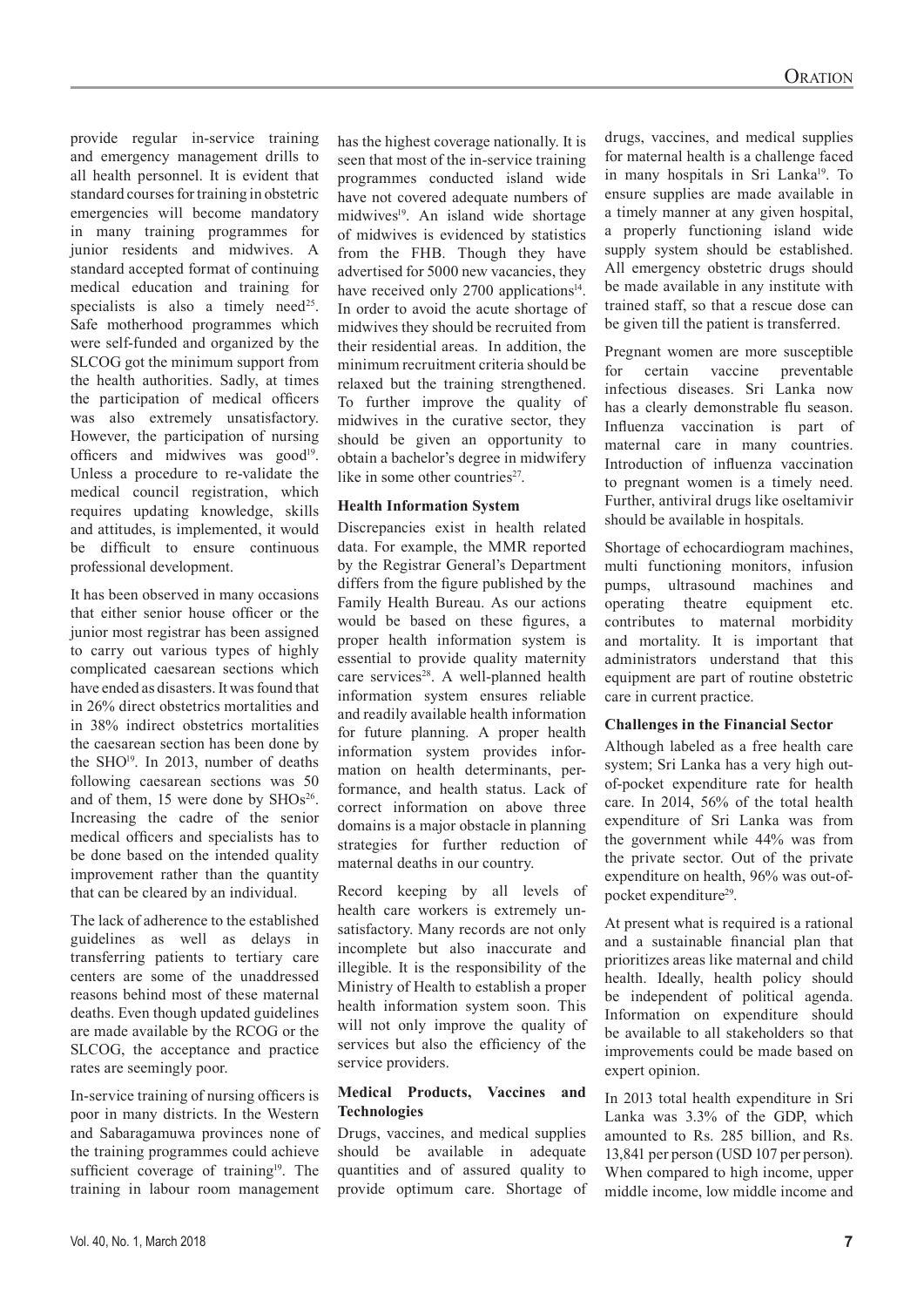provide regular in-service training and emergency management drills to all health personnel. It is evident that standard courses for training in obstetric emergencies will become mandatory in many training programmes for junior residents and midwives. A standard accepted format of continuing medical education and training for specialists is also a timely need[25]. Safe motherhood programmes which were self-funded and organized by the SLCOG got the minimum support from the health authorities. Sadly, at times the participation of medical officers was also extremely unsatisfactory. However, the participation of nursing officers and midwives was good[19]. Unless a procedure to re-validate the medical council registration, which requires updating knowledge, skills and attitudes, is implemented, it would be difficult to ensure continuous professional development.

It has been observed in many occasions that either senior house officer or the junior most registrar has been assigned to carry out various types of highly complicated caesarean sections which have ended as disasters. It was found that in 26% direct obstetrics mortalities and in 38% indirect obstetrics mortalities the caesarean section has been done by the SHO[19]. In 2013, number of deaths following caesarean sections was 50 and of them, 15 were done by SHOs[26]. Increasing the cadre of the senior medical officers and specialists has to be done based on the intended quality improvement rather than the quantity that can be cleared by an individual.

The lack of adherence to the established guidelines as well as delays in transferring patients to tertiary care centers are some of the unaddressed reasons behind most of these maternal deaths. Even though updated guidelines are made available by the RCOG or the SLCOG, the acceptance and practice rates are seemingly poor.

In-service training of nursing officers is poor in many districts. In the Western and Sabaragamuwa provinces none of the training programmes could achieve sufficient coverage of training[19]. The training in labour room management has the highest coverage nationally. It is seen that most of the in-service training programmes conducted island wide have not covered adequate numbers of midwives[19]. An island wide shortage of midwives is evidenced by statistics from the FHB. Though they have advertised for 5000 new vacancies, they have received only 2700 applications[14]. In order to avoid the acute shortage of midwives they should be recruited from their residential areas. In addition, the minimum recruitment criteria should be relaxed but the training strengthened. To further improve the quality of midwives in the curative sector, they should be given an opportunity to obtain a bachelor's degree in midwifery like in some other countries[27].

**Health Information System**

Discrepancies exist in health related data. For example, the MMR reported by the Registrar General's Department differs from the figure published by the Family Health Bureau. As our actions would be based on these figures, a proper health information system is essential to provide quality maternity care services[28]. A well-planned health information system ensures reliable and readily available health information for future planning. A proper health information system provides information on health determinants, performance, and health status. Lack of correct information on above three domains is a major obstacle in planning strategies for further reduction of maternal deaths in our country.

Record keeping by all levels of health care workers is extremely unsatisfactory. Many records are not only incomplete but also inaccurate and illegible. It is the responsibility of the Ministry of Health to establish a proper health information system soon. This will not only improve the quality of services but also the efficiency of the service providers.

**Medical Products, Vaccines and Technologies**

Drugs, vaccines, and medical supplies should be available in adequate quantities and of assured quality to provide optimum care. Shortage of drugs, vaccines, and medical supplies for maternal health is a challenge faced in many hospitals in Sri Lanka[19]. To ensure supplies are made available in a timely manner at any given hospital, a properly functioning island wide supply system should be established. All emergency obstetric drugs should be made available in any institute with trained staff, so that a rescue dose can be given till the patient is transferred.

Pregnant women are more susceptible for certain vaccine preventable infectious diseases. Sri Lanka now has a clearly demonstrable flu season. Influenza vaccination is part of maternal care in many countries. Introduction of influenza vaccination to pregnant women is a timely need. Further, antiviral drugs like oseltamivir should be available in hospitals.

Shortage of echocardiogram machines, multi functioning monitors, infusion pumps, ultrasound machines and operating theatre equipment etc. contributes to maternal morbidity and mortality. It is important that administrators understand that this equipment are part of routine obstetric care in current practice.

**Challenges in the Financial Sector**

Although labeled as a free health care system; Sri Lanka has a very high out-of-pocket expenditure rate for health care. In 2014, 56% of the total health expenditure of Sri Lanka was from the government while 44% was from the private sector. Out of the private expenditure on health, 96% was out-of-pocket expenditure[29].

At present what is required is a rational and a sustainable financial plan that prioritizes areas like maternal and child health. Ideally, health policy should be independent of political agenda. Information on expenditure should be available to all stakeholders so that improvements could be made based on expert opinion.

In 2013 total health expenditure in Sri Lanka was 3.3% of the GDP, which amounted to Rs. 285 billion, and Rs. 13,841 per person (USD 107 per person). When compared to high income, upper middle income, low middle income and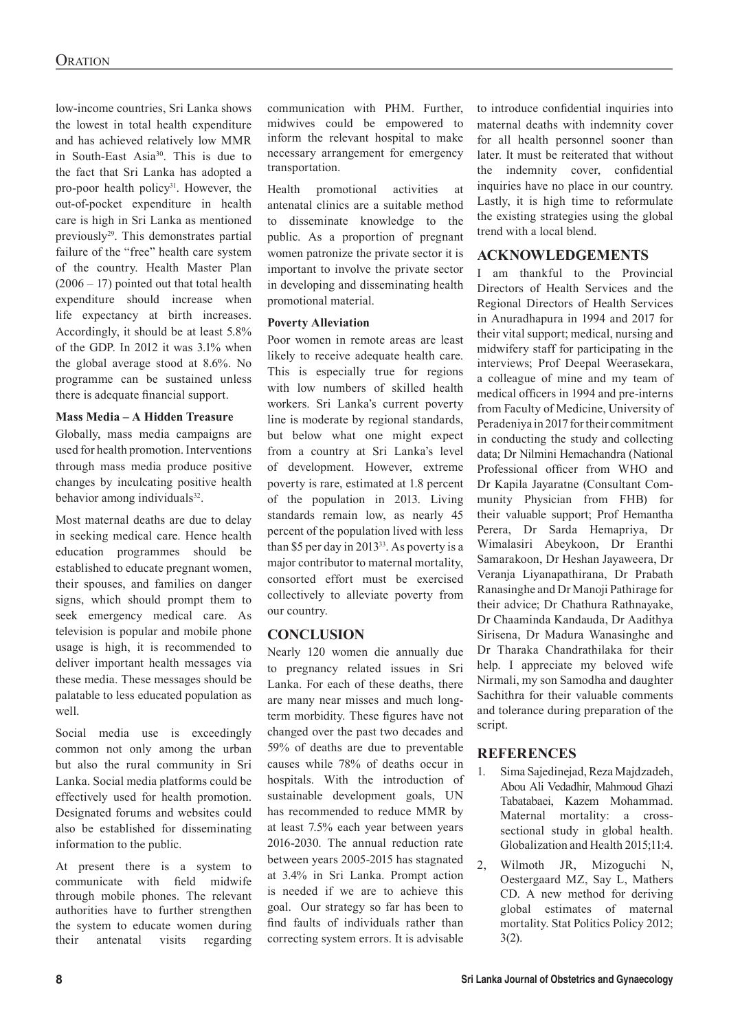low-income countries, Sri Lanka shows the lowest in total health expenditure and has achieved relatively low MMR in South-East Asia[30]. This is due to the fact that Sri Lanka has adopted a pro-poor health policy[31]. However, the out-of-pocket expenditure in health care is high in Sri Lanka as mentioned previously[29]. This demonstrates partial failure of the "free" health care system of the country. Health Master Plan (2006 – 17) pointed out that total health expenditure should increase when life expectancy at birth increases. Accordingly, it should be at least 5.8% of the GDP. In 2012 it was 3.1% when the global average stood at 8.6%. No programme can be sustained unless there is adequate financial support.

**Mass Media – A Hidden Treasure**

Globally, mass media campaigns are used for health promotion. Interventions through mass media produce positive changes by inculcating positive health behavior among individuals[32].

Most maternal deaths are due to delay in seeking medical care. Hence health education programmes should be established to educate pregnant women, their spouses, and families on danger signs, which should prompt them to seek emergency medical care. As television is popular and mobile phone usage is high, it is recommended to deliver important health messages via these media. These messages should be palatable to less educated population as well.

Social media use is exceedingly common not only among the urban but also the rural community in Sri Lanka. Social media platforms could be effectively used for health promotion. Designated forums and websites could also be established for disseminating information to the public.

At present there is a system to communicate with field midwife through mobile phones. The relevant authorities have to further strengthen the system to educate women during their antenatal visits regarding communication with PHM. Further, midwives could be empowered to inform the relevant hospital to make necessary arrangement for emergency transportation.

Health promotional activities at antenatal clinics are a suitable method to disseminate knowledge to the public. As a proportion of pregnant women patronize the private sector it is important to involve the private sector in developing and disseminating health promotional material.

**Poverty Alleviation**

Poor women in remote areas are least likely to receive adequate health care. This is especially true for regions with low numbers of skilled health workers. Sri Lanka's current poverty line is moderate by regional standards, but below what one might expect from a country at Sri Lanka's level of development. However, extreme poverty is rare, estimated at 1.8 percent of the population in 2013. Living standards remain low, as nearly 45 percent of the population lived with less than $5 per day in 2013[33]. As poverty is a major contributor to maternal mortality, consorted effort must be exercised collectively to alleviate poverty from our country.

## CONCLUSION

Nearly 120 women die annually due to pregnancy related issues in Sri Lanka. For each of these deaths, there are many near misses and much long-term morbidity. These figures have not changed over the past two decades and 59% of deaths are due to preventable causes while 78% of deaths occur in hospitals. With the introduction of sustainable development goals, UN has recommended to reduce MMR by at least 7.5% each year between years 2016-2030. The annual reduction rate between years 2005-2015 has stagnated at 3.4% in Sri Lanka. Prompt action is needed if we are to achieve this goal. Our strategy so far has been to find faults of individuals rather than correcting system errors. It is advisable to introduce confidential inquiries into maternal deaths with indemnity cover for all health personnel sooner than later. It must be reiterated that without the indemnity cover, confidential inquiries have no place in our country. Lastly, it is high time to reformulate the existing strategies using the global trend with a local blend.

## ACKNOWLEDGEMENTS

I am thankful to the Provincial Directors of Health Services and the Regional Directors of Health Services in Anuradhapura in 1994 and 2017 for their vital support; medical, nursing and midwifery staff for participating in the interviews; Prof Deepal Weerasekara, a colleague of mine and my team of medical officers in 1994 and pre-interns from Faculty of Medicine, University of Peradeniya in 2017 for their commitment in conducting the study and collecting data; Dr Nilmini Hemachandra (National Professional officer from WHO and Dr Kapila Jayaratne (Consultant Community Physician from FHB) for their valuable support; Prof Hemantha Perera, Dr Sarda Hemapriya, Dr Wimalasiri Abeykoon, Dr Eranthi Samarakoon, Dr Heshan Jayaweera, Dr Veranja Liyanapathirana, Dr Prabath Ranasinghe and Dr Manoji Pathirage for their advice; Dr Chathura Rathnayake, Dr Chaaminda Kandauda, Dr Aadithya Sirisena, Dr Madura Wanasinghe and Dr Tharaka Chandrathilaka for their help. I appreciate my beloved wife Nirmali, my son Samodha and daughter Sachithra for their valuable comments and tolerance during preparation of the script.

## REFERENCES

1. Sima Sajedinejad, Reza Majdzadeh, Abou Ali Vedadhir, Mahmoud Ghazi Tabatabaei, Kazem Mohammad. Maternal mortality: a cross-sectional study in global health. Globalization and Health 2015;11:4.
2, Wilmoth JR, Mizoguchi N, Oestergaard MZ, Say L, Mathers CD. A new method for deriving global estimates of maternal mortality. Stat Politics Policy 2012; 3(2).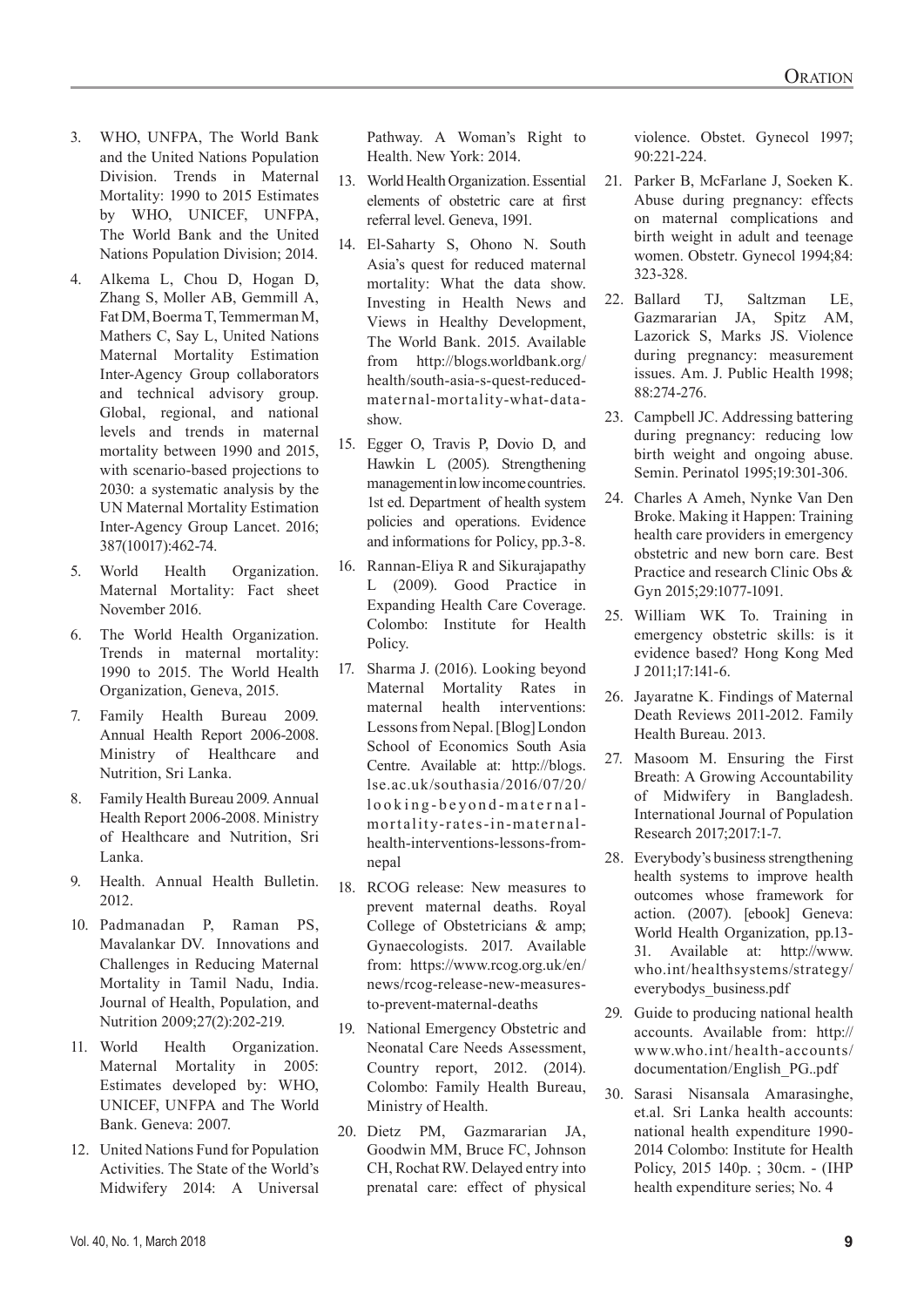3. WHO, UNFPA, The World Bank and the United Nations Population Division. Trends in Maternal Mortality: 1990 to 2015 Estimates by WHO, UNICEF, UNFPA, The World Bank and the United Nations Population Division; 2014.
4. Alkema L, Chou D, Hogan D, Zhang S, Moller AB, Gemmill A, Fat DM, Boerma T, Temmerman M, Mathers C, Say L, United Nations Maternal Mortality Estimation Inter-Agency Group collaborators and technical advisory group. Global, regional, and national levels and trends in maternal mortality between 1990 and 2015, with scenario-based projections to 2030: a systematic analysis by the UN Maternal Mortality Estimation Inter-Agency Group Lancet. 2016; 387(10017):462-74.
5. World Health Organization. Maternal Mortality: Fact sheet November 2016.
6. The World Health Organization. Trends in maternal mortality: 1990 to 2015. The World Health Organization, Geneva, 2015.
7. Family Health Bureau 2009. Annual Health Report 2006-2008. Ministry of Healthcare and Nutrition, Sri Lanka.
8. Family Health Bureau 2009. Annual Health Report 2006-2008. Ministry of Healthcare and Nutrition, Sri Lanka.
9. Health. Annual Health Bulletin. 2012.
10. Padmanadan P, Raman PS, Mavalankar DV. Innovations and Challenges in Reducing Maternal Mortality in Tamil Nadu, India. Journal of Health, Population, and Nutrition 2009;27(2):202-219.
11. World Health Organization. Maternal Mortality in 2005: Estimates developed by: WHO, UNICEF, UNFPA and The World Bank. Geneva: 2007.
12. United Nations Fund for Population Activities. The State of the World's Midwifery 2014: A Universal Pathway. A Woman's Right to Health. New York: 2014.
13. World Health Organization. Essential elements of obstetric care at first referral level. Geneva, 1991.
14. El-Saharty S, Ohono N. South Asia's quest for reduced maternal mortality: What the data show. Investing in Health News and Views in Healthy Development, The World Bank. 2015. Available from http://blogs.worldbank.org/health/south-asia-s-quest-reduced-maternal-mortality-what-data-show.
15. Egger O, Travis P, Dovio D, and Hawkin L (2005). Strengthening management in low income countries. 1st ed. Department of health system policies and operations. Evidence and informations for Policy, pp.3-8.
16. Rannan-Eliya R and Sikurajapathy L (2009). Good Practice in Expanding Health Care Coverage. Colombo: Institute for Health Policy.
17. Sharma J. (2016). Looking beyond Maternal Mortality Rates in maternal health interventions: Lessons from Nepal. [Blog] London School of Economics South Asia Centre. Available at: http://blogs.lse.ac.uk/southasia/2016/07/20/looking-beyond-maternal-mortality-rates-in-maternal-health-interventions-lessons-from-nepal
18. RCOG release: New measures to prevent maternal deaths. Royal College of Obstetricians & amp; Gynaecologists. 2017. Available from: https://www.rcog.org.uk/en/news/rcog-release-new-measures-to-prevent-maternal-deaths
19. National Emergency Obstetric and Neonatal Care Needs Assessment, Country report, 2012. (2014). Colombo: Family Health Bureau, Ministry of Health.
20. Dietz PM, Gazmararian JA, Goodwin MM, Bruce FC, Johnson CH, Rochat RW. Delayed entry into prenatal care: effect of physical violence. Obstet. Gynecol 1997; 90:221-224.
21. Parker B, McFarlane J, Soeken K. Abuse during pregnancy: effects on maternal complications and birth weight in adult and teenage women. Obstetr. Gynecol 1994;84: 323-328.
22. Ballard TJ, Saltzman LE, Gazmararian JA, Spitz AM, Lazorick S, Marks JS. Violence during pregnancy: measurement issues. Am. J. Public Health 1998; 88:274-276.
23. Campbell JC. Addressing battering during pregnancy: reducing low birth weight and ongoing abuse. Semin. Perinatol 1995;19:301-306.
24. Charles A Ameh, Nynke Van Den Broke. Making it Happen: Training health care providers in emergency obstetric and new born care. Best Practice and research Clinic Obs & Gyn 2015;29:1077-1091.
25. William WK To. Training in emergency obstetric skills: is it evidence based? Hong Kong Med J 2011;17:141-6.
26. Jayaratne K. Findings of Maternal Death Reviews 2011-2012. Family Health Bureau. 2013.
27. Masoom M. Ensuring the First Breath: A Growing Accountability of Midwifery in Bangladesh. International Journal of Population Research 2017;2017:1-7.
28. Everybody's business strengthening health systems to improve health outcomes whose framework for action. (2007). [ebook] Geneva: World Health Organization, pp.13-31. Available at: http://www.who.int/healthsystems/strategy/everybodys_business.pdf
29. Guide to producing national health accounts. Available from: http://www.who.int/health-accounts/documentation/English_PG..pdf
30. Sarasi Nisansala Amarasinghe, et.al. Sri Lanka health accounts: national health expenditure 1990-2014 Colombo: Institute for Health Policy, 2015 140p. ; 30cm. - (IHP health expenditure series; No. 4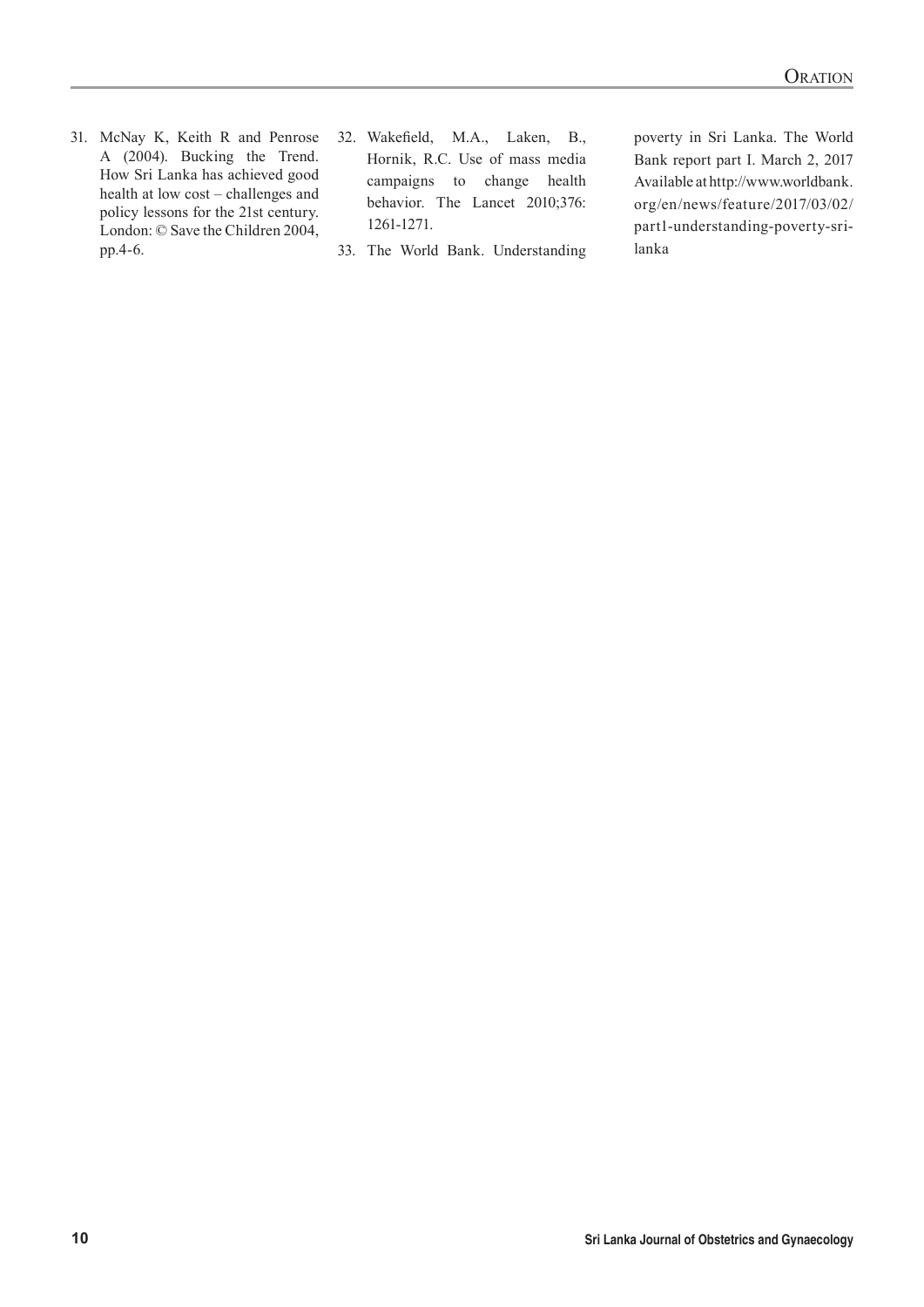31. McNay K, Keith R and Penrose A (2004). Bucking the Trend. How Sri Lanka has achieved good health at low cost – challenges and policy lessons for the 21st century. London: © Save the Children 2004, pp.4-6.

32. Wakefield, M.A., Laken, B., Hornik, R.C. Use of mass media campaigns to change health behavior. The Lancet 2010;376: 1261-1271.

33. The World Bank. Understanding poverty in Sri Lanka. The World Bank report part I. March 2, 2017 Available at http://www.worldbank.org/en/news/feature/2017/03/02/part1-understanding-poverty-sri-lanka